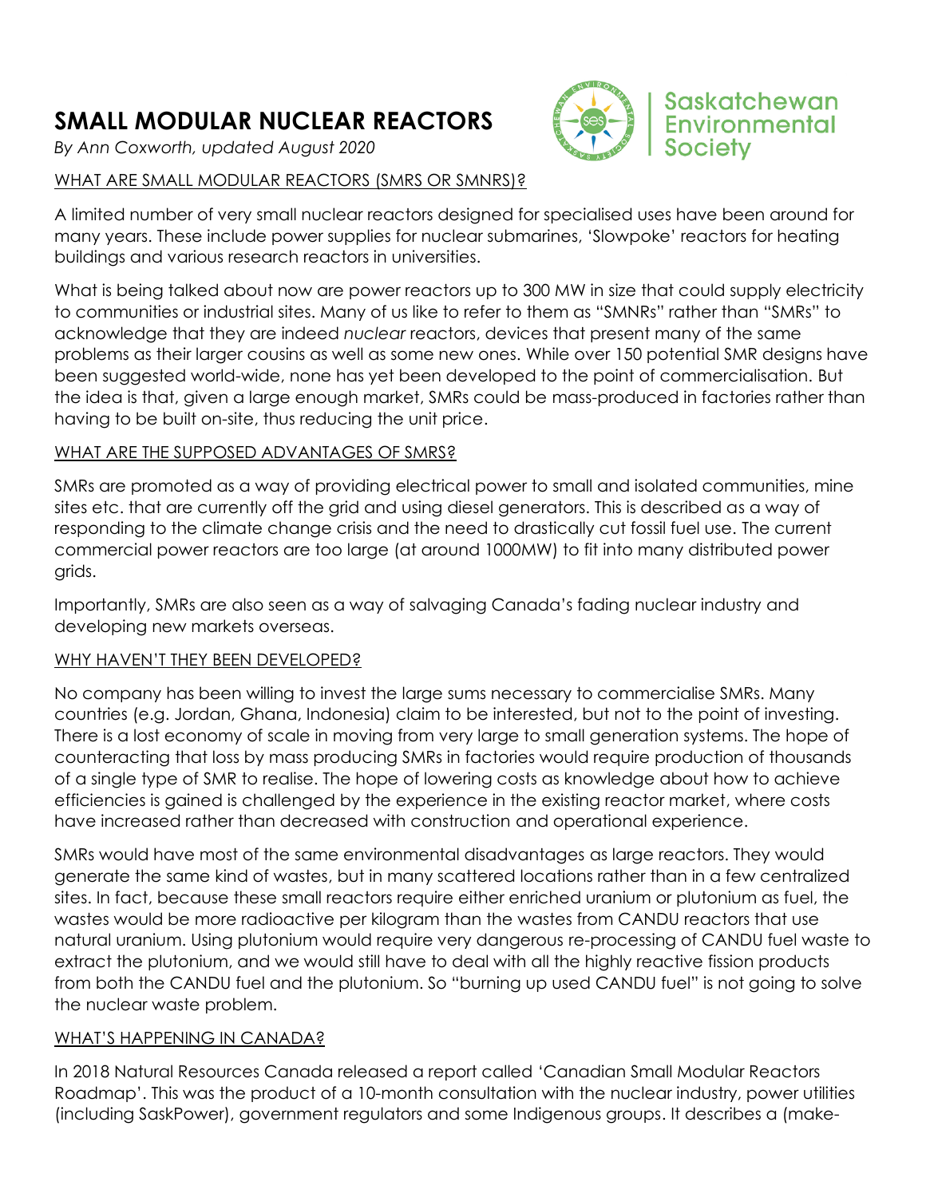# SMALL MODULAR NUCLEAR REACTORS

*By Ann Coxworth, updated August 2020*

Saskatchewan Environmental Society

## WHAT ARE SMALL MODULAR REACTORS (SMRS OR SMNRS)?

A limited number of very small nuclear reactors designed for specialised uses have been around for many years. These include power supplies for nuclear submarines, 'Slowpoke' reactors for heating buildings and various research reactors in universities.

What is being talked about now are power reactors up to 300 MW in size that could supply electricity to communities or industrial sites. Many of us like to refer to them as "SMNRs" rather than "SMRs" to acknowledge that they are indeed *nuclear* reactors, devices that present many of the same problems as their larger cousins as well as some new ones. While over 150 potential SMR designs have been suggested world-wide, none has yet been developed to the point of commercialisation. But the idea is that, given a large enough market, SMRs could be mass-produced in factories rather than having to be built on-site, thus reducing the unit price.

## WHAT ARE THE SUPPOSED ADVANTAGES OF SMRS?

SMRs are promoted as a way of providing electrical power to small and isolated communities, mine sites etc. that are currently off the grid and using diesel generators. This is described as a way of responding to the climate change crisis and the need to drastically cut fossil fuel use. The current commercial power reactors are too large (at around 1000MW) to fit into many distributed power grids.

Importantly, SMRs are also seen as a way of salvaging Canada's fading nuclear industry and developing new markets overseas.

## WHY HAVEN'T THEY BEEN DEVELOPED?

No company has been willing to invest the large sums necessary to commercialise SMRs. Many countries (e.g. Jordan, Ghana, Indonesia) claim to be interested, but not to the point of investing. There is a lost economy of scale in moving from very large to small generation systems. The hope of counteracting that loss by mass producing SMRs in factories would require production of thousands of a single type of SMR to realise. The hope of lowering costs as knowledge about how to achieve efficiencies is gained is challenged by the experience in the existing reactor market, where costs have increased rather than decreased with construction and operational experience.

SMRs would have most of the same environmental disadvantages as large reactors. They would generate the same kind of wastes, but in many scattered locations rather than in a few centralized sites. In fact, because these small reactors require either enriched uranium or plutonium as fuel, the wastes would be more radioactive per kilogram than the wastes from CANDU reactors that use natural uranium. Using plutonium would require very dangerous re-processing of CANDU fuel waste to extract the plutonium, and we would still have to deal with all the highly reactive fission products from both the CANDU fuel and the plutonium. So "burning up used CANDU fuel" is not going to solve the nuclear waste problem.

## WHAT'S HAPPENING IN CANADA?

In 2018 Natural Resources Canada released a report called 'Canadian Small Modular Reactors Roadmap'. This was the product of a 10-month consultation with the nuclear industry, power utilities (including SaskPower), government regulators and some Indigenous groups. It describes a (make-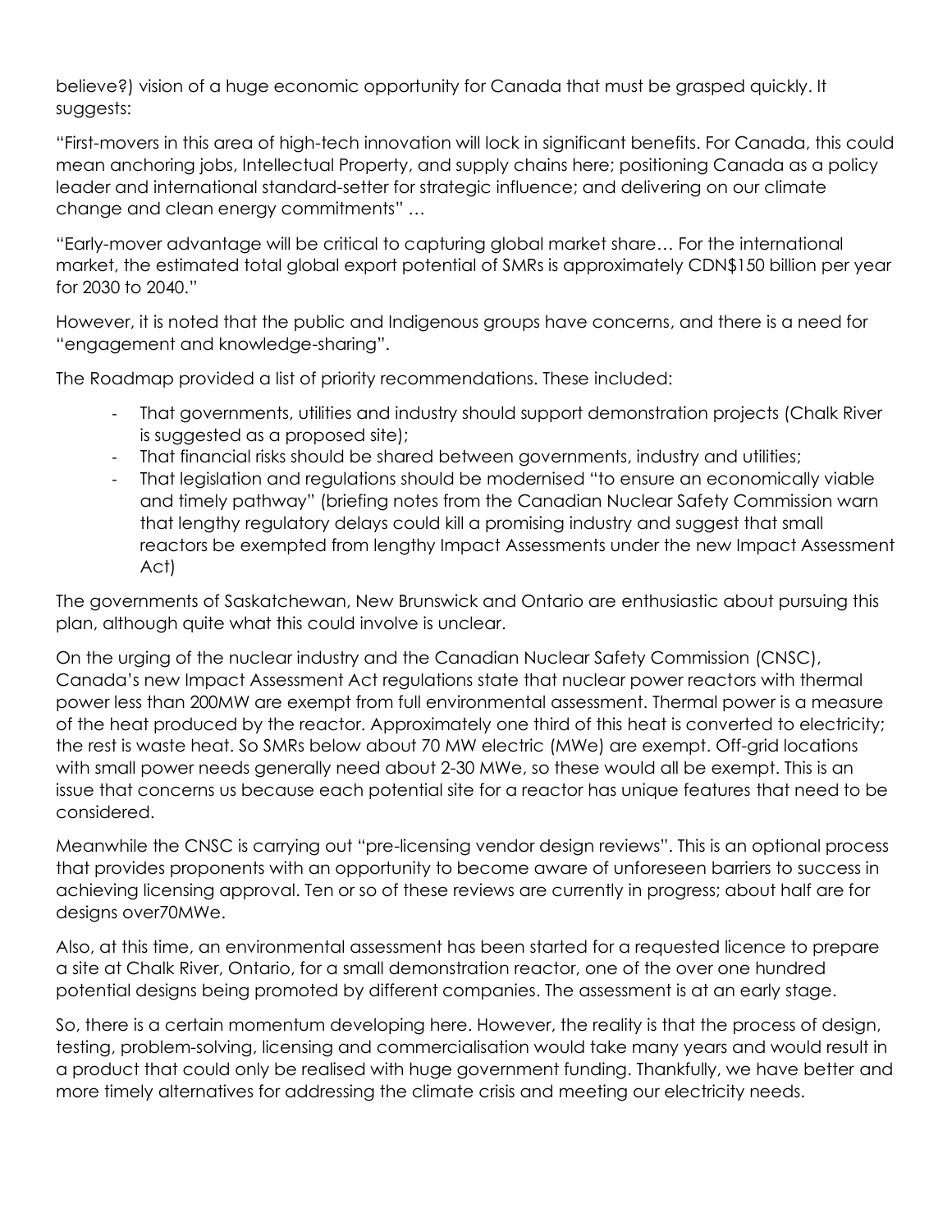believe?) vision of a huge economic opportunity for Canada that must be grasped quickly. It suggests:

"First-movers in this area of high-tech innovation will lock in significant benefits. For Canada, this could mean anchoring jobs, Intellectual Property, and supply chains here; positioning Canada as a policy leader and international standard-setter for strategic influence; and delivering on our climate change and clean energy commitments" …

"Early-mover advantage will be critical to capturing global market share… For the international market, the estimated total global export potential of SMRs is approximately CDN$150 billion per year for 2030 to 2040."

However, it is noted that the public and Indigenous groups have concerns, and there is a need for "engagement and knowledge-sharing".

The Roadmap provided a list of priority recommendations. These included:

- That governments, utilities and industry should support demonstration projects (Chalk River is suggested as a proposed site);
- That financial risks should be shared between governments, industry and utilities;
- That legislation and regulations should be modernised "to ensure an economically viable and timely pathway" (briefing notes from the Canadian Nuclear Safety Commission warn that lengthy regulatory delays could kill a promising industry and suggest that small reactors be exempted from lengthy Impact Assessments under the new Impact Assessment Act)

The governments of Saskatchewan, New Brunswick and Ontario are enthusiastic about pursuing this plan, although quite what this could involve is unclear.

On the urging of the nuclear industry and the Canadian Nuclear Safety Commission (CNSC), Canada's new Impact Assessment Act regulations state that nuclear power reactors with thermal power less than 200MW are exempt from full environmental assessment. Thermal power is a measure of the heat produced by the reactor. Approximately one third of this heat is converted to electricity; the rest is waste heat. So SMRs below about 70 MW electric (MWe) are exempt. Off-grid locations with small power needs generally need about 2-30 MWe, so these would all be exempt. This is an issue that concerns us because each potential site for a reactor has unique features that need to be considered.

Meanwhile the CNSC is carrying out "pre-licensing vendor design reviews". This is an optional process that provides proponents with an opportunity to become aware of unforeseen barriers to success in achieving licensing approval. Ten or so of these reviews are currently in progress; about half are for designs over70MWe.

Also, at this time, an environmental assessment has been started for a requested licence to prepare a site at Chalk River, Ontario, for a small demonstration reactor, one of the over one hundred potential designs being promoted by different companies. The assessment is at an early stage.

So, there is a certain momentum developing here. However, the reality is that the process of design, testing, problem-solving, licensing and commercialisation would take many years and would result in a product that could only be realised with huge government funding. Thankfully, we have better and more timely alternatives for addressing the climate crisis and meeting our electricity needs.